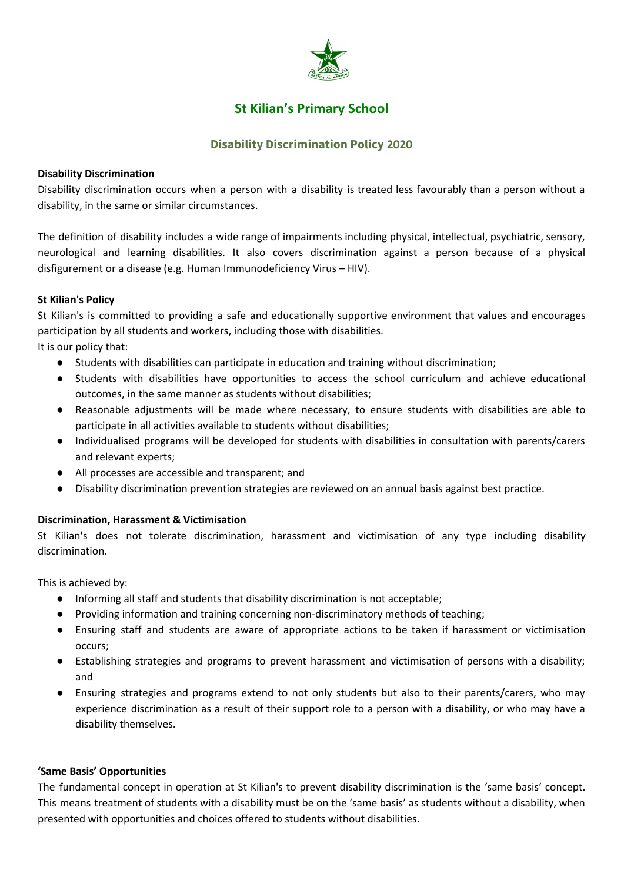# St Kilian's Primary School

## Disability Discrimination Policy 2020

**Disability Discrimination**

Disability discrimination occurs when a person with a disability is treated less favourably than a person without a disability, in the same or similar circumstances.

The definition of disability includes a wide range of impairments including physical, intellectual, psychiatric, sensory, neurological and learning disabilities. It also covers discrimination against a person because of a physical disfigurement or a disease (e.g. Human Immunodeficiency Virus – HIV).

**St Kilian's Policy**

St Kilian's is committed to providing a safe and educationally supportive environment that values and encourages participation by all students and workers, including those with disabilities.
It is our policy that:

- Students with disabilities can participate in education and training without discrimination;
- Students with disabilities have opportunities to access the school curriculum and achieve educational outcomes, in the same manner as students without disabilities;
- Reasonable adjustments will be made where necessary, to ensure students with disabilities are able to participate in all activities available to students without disabilities;
- Individualised programs will be developed for students with disabilities in consultation with parents/carers and relevant experts;
- All processes are accessible and transparent; and
- Disability discrimination prevention strategies are reviewed on an annual basis against best practice.

**Discrimination, Harassment & Victimisation**

St Kilian's does not tolerate discrimination, harassment and victimisation of any type including disability discrimination.

This is achieved by:

- Informing all staff and students that disability discrimination is not acceptable;
- Providing information and training concerning non-discriminatory methods of teaching;
- Ensuring staff and students are aware of appropriate actions to be taken if harassment or victimisation occurs;
- Establishing strategies and programs to prevent harassment and victimisation of persons with a disability; and
- Ensuring strategies and programs extend to not only students but also to their parents/carers, who may experience discrimination as a result of their support role to a person with a disability, or who may have a disability themselves.

**'Same Basis' Opportunities**

The fundamental concept in operation at St Kilian's to prevent disability discrimination is the 'same basis' concept. This means treatment of students with a disability must be on the 'same basis' as students without a disability, when presented with opportunities and choices offered to students without disabilities.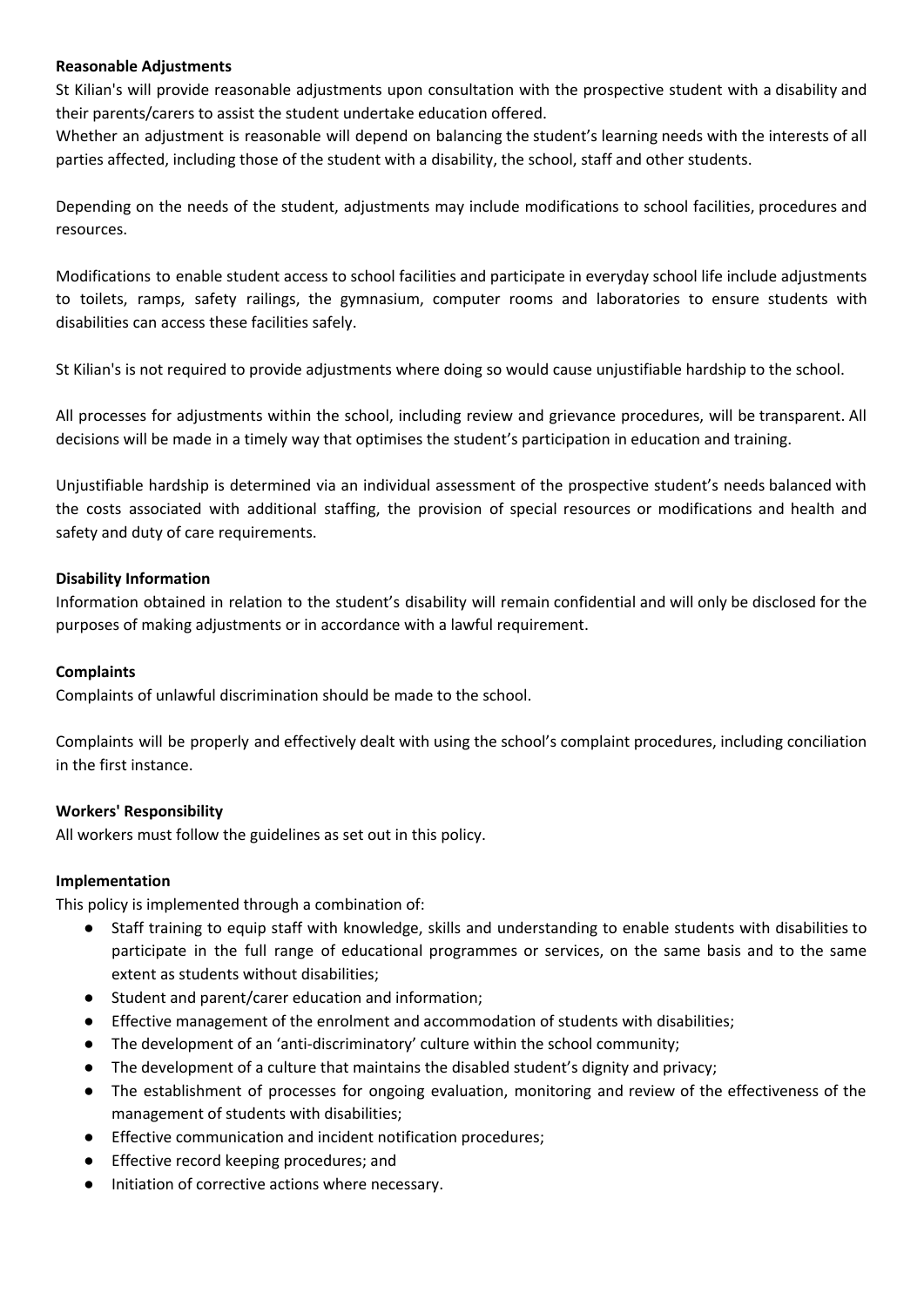**Reasonable Adjustments**

St Kilian's will provide reasonable adjustments upon consultation with the prospective student with a disability and their parents/carers to assist the student undertake education offered.

Whether an adjustment is reasonable will depend on balancing the student's learning needs with the interests of all parties affected, including those of the student with a disability, the school, staff and other students.

Depending on the needs of the student, adjustments may include modifications to school facilities, procedures and resources.

Modifications to enable student access to school facilities and participate in everyday school life include adjustments to toilets, ramps, safety railings, the gymnasium, computer rooms and laboratories to ensure students with disabilities can access these facilities safely.

St Kilian's is not required to provide adjustments where doing so would cause unjustifiable hardship to the school.

All processes for adjustments within the school, including review and grievance procedures, will be transparent. All decisions will be made in a timely way that optimises the student's participation in education and training.

Unjustifiable hardship is determined via an individual assessment of the prospective student's needs balanced with the costs associated with additional staffing, the provision of special resources or modifications and health and safety and duty of care requirements.

**Disability Information**

Information obtained in relation to the student's disability will remain confidential and will only be disclosed for the purposes of making adjustments or in accordance with a lawful requirement.

**Complaints**

Complaints of unlawful discrimination should be made to the school.

Complaints will be properly and effectively dealt with using the school's complaint procedures, including conciliation in the first instance.

**Workers' Responsibility**

All workers must follow the guidelines as set out in this policy.

**Implementation**

This policy is implemented through a combination of:

- Staff training to equip staff with knowledge, skills and understanding to enable students with disabilities to participate in the full range of educational programmes or services, on the same basis and to the same extent as students without disabilities;
- Student and parent/carer education and information;
- Effective management of the enrolment and accommodation of students with disabilities;
- The development of an 'anti-discriminatory' culture within the school community;
- The development of a culture that maintains the disabled student's dignity and privacy;
- The establishment of processes for ongoing evaluation, monitoring and review of the effectiveness of the management of students with disabilities;
- Effective communication and incident notification procedures;
- Effective record keeping procedures; and
- Initiation of corrective actions where necessary.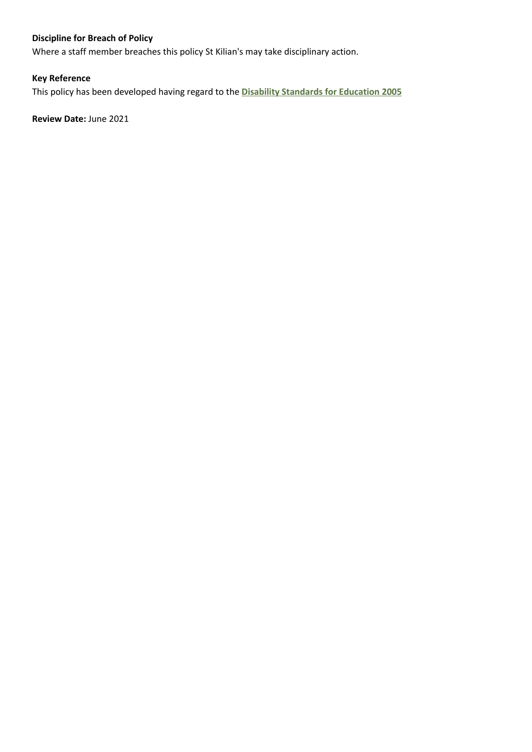**Discipline for Breach of Policy**

Where a staff member breaches this policy St Kilian's may take disciplinary action.

**Key Reference**

This policy has been developed having regard to the **Disability Standards for Education 2005**

**Review Date:** June 2021